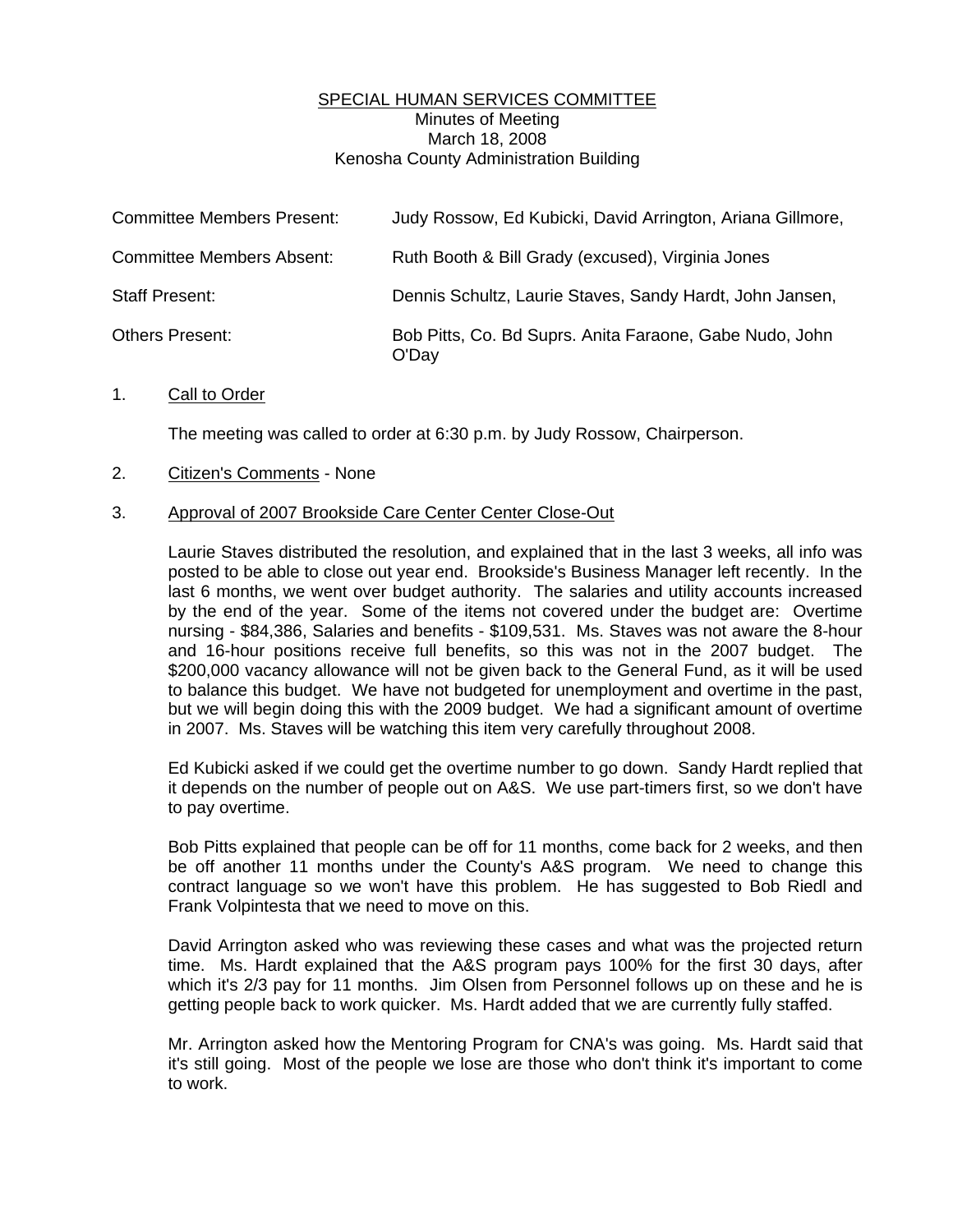SPECIAL HUMAN SERVICES COMMITTEE
Minutes of Meeting
March 18, 2008
Kenosha County Administration Building

| | |
|---|---|
| Committee Members Present: | Judy Rossow, Ed Kubicki, David Arrington, Ariana Gillmore, |
| Committee Members Absent: | Ruth Booth & Bill Grady (excused), Virginia Jones |
| Staff Present: | Dennis Schultz, Laurie Staves, Sandy Hardt, John Jansen, |
| Others Present: | Bob Pitts, Co. Bd Suprs. Anita Faraone, Gabe Nudo, John O'Day |

1. Call to Order

   The meeting was called to order at 6:30 p.m. by Judy Rossow, Chairperson.

2. Citizen's Comments - None

3. Approval of 2007 Brookside Care Center Center Close-Out

   Laurie Staves distributed the resolution, and explained that in the last 3 weeks, all info was posted to be able to close out year end. Brookside's Business Manager left recently. In the last 6 months, we went over budget authority. The salaries and utility accounts increased by the end of the year. Some of the items not covered under the budget are: Overtime nursing - $84,386, Salaries and benefits - $109,531. Ms. Staves was not aware the 8-hour and 16-hour positions receive full benefits, so this was not in the 2007 budget. The $200,000 vacancy allowance will not be given back to the General Fund, as it will be used to balance this budget. We have not budgeted for unemployment and overtime in the past, but we will begin doing this with the 2009 budget. We had a significant amount of overtime in 2007. Ms. Staves will be watching this item very carefully throughout 2008.

   Ed Kubicki asked if we could get the overtime number to go down. Sandy Hardt replied that it depends on the number of people out on A&S. We use part-timers first, so we don't have to pay overtime.

   Bob Pitts explained that people can be off for 11 months, come back for 2 weeks, and then be off another 11 months under the County's A&S program. We need to change this contract language so we won't have this problem. He has suggested to Bob Riedl and Frank Volpintesta that we need to move on this.

   David Arrington asked who was reviewing these cases and what was the projected return time. Ms. Hardt explained that the A&S program pays 100% for the first 30 days, after which it's 2/3 pay for 11 months. Jim Olsen from Personnel follows up on these and he is getting people back to work quicker. Ms. Hardt added that we are currently fully staffed.

   Mr. Arrington asked how the Mentoring Program for CNA's was going. Ms. Hardt said that it's still going. Most of the people we lose are those who don't think it's important to come to work.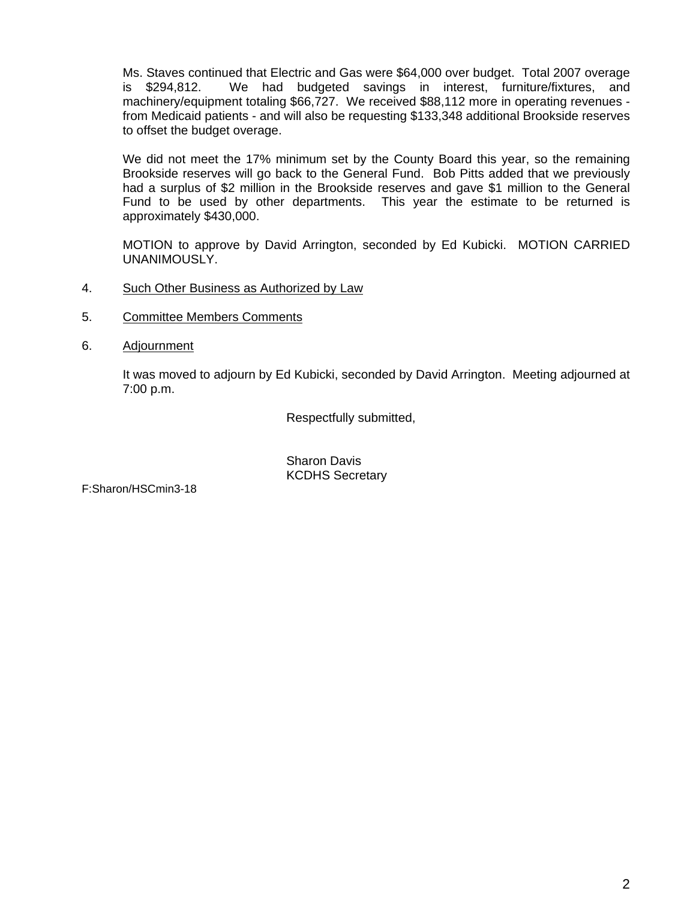Ms. Staves continued that Electric and Gas were $64,000 over budget. Total 2007 overage is $294,812. We had budgeted savings in interest, furniture/fixtures, and machinery/equipment totaling $66,727. We received $88,112 more in operating revenues - from Medicaid patients - and will also be requesting $133,348 additional Brookside reserves to offset the budget overage.

We did not meet the 17% minimum set by the County Board this year, so the remaining Brookside reserves will go back to the General Fund. Bob Pitts added that we previously had a surplus of $2 million in the Brookside reserves and gave $1 million to the General Fund to be used by other departments. This year the estimate to be returned is approximately $430,000.

MOTION to approve by David Arrington, seconded by Ed Kubicki. MOTION CARRIED UNANIMOUSLY.

4. <u>Such Other Business as Authorized by Law</u>

5. <u>Committee Members Comments</u>

6. <u>Adjournment</u>

It was moved to adjourn by Ed Kubicki, seconded by David Arrington. Meeting adjourned at 7:00 p.m.

Respectfully submitted,

Sharon Davis
KCDHS Secretary

F:Sharon/HSCmin3-18